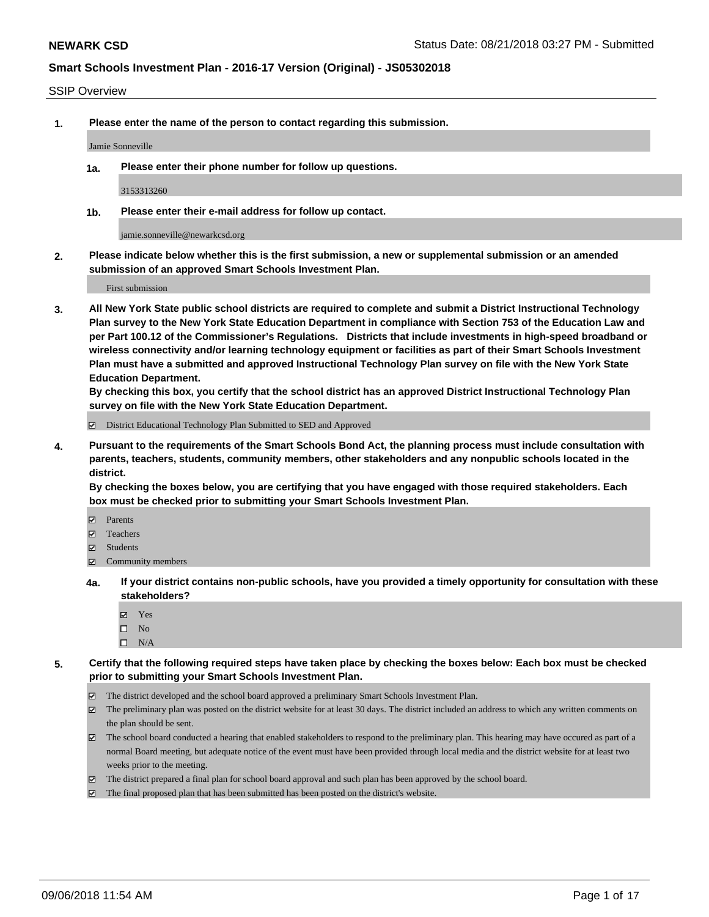**NEWARK CSD**

Status Date: 08/21/2018 03:27 PM - Submitted

## Smart Schools Investment Plan - 2016-17 Version (Original) - JS05302018

SSIP Overview

**1. Please enter the name of the person to contact regarding this submission.**

Jamie Sonneville

**1a. Please enter their phone number for follow up questions.**

3153313260

**1b. Please enter their e-mail address for follow up contact.**

jamie.sonneville@newarkcsd.org

**2. Please indicate below whether this is the first submission, a new or supplemental submission or an amended submission of an approved Smart Schools Investment Plan.**

First submission

**3. All New York State public school districts are required to complete and submit a District Instructional Technology Plan survey to the New York State Education Department in compliance with Section 753 of the Education Law and per Part 100.12 of the Commissioner's Regulations. Districts that include investments in high-speed broadband or wireless connectivity and/or learning technology equipment or facilities as part of their Smart Schools Investment Plan must have a submitted and approved Instructional Technology Plan survey on file with the New York State Education Department.**
**By checking this box, you certify that the school district has an approved District Instructional Technology Plan survey on file with the New York State Education Department.**

- ☑ District Educational Technology Plan Submitted to SED and Approved

**4. Pursuant to the requirements of the Smart Schools Bond Act, the planning process must include consultation with parents, teachers, students, community members, other stakeholders and any nonpublic schools located in the district.**
**By checking the boxes below, you are certifying that you have engaged with those required stakeholders. Each box must be checked prior to submitting your Smart Schools Investment Plan.**

- ☑ Parents
- ☑ Teachers
- ☑ Students
- ☑ Community members

**4a. If your district contains non-public schools, have you provided a timely opportunity for consultation with these stakeholders?**

- ☑ Yes
- ☐ No
- ☐ N/A

**5. Certify that the following required steps have taken place by checking the boxes below: Each box must be checked prior to submitting your Smart Schools Investment Plan.**

- ☑ The district developed and the school board approved a preliminary Smart Schools Investment Plan.
- ☑ The preliminary plan was posted on the district website for at least 30 days. The district included an address to which any written comments on the plan should be sent.
- ☑ The school board conducted a hearing that enabled stakeholders to respond to the preliminary plan. This hearing may have occured as part of a normal Board meeting, but adequate notice of the event must have been provided through local media and the district website for at least two weeks prior to the meeting.
- ☑ The district prepared a final plan for school board approval and such plan has been approved by the school board.
- ☑ The final proposed plan that has been submitted has been posted on the district's website.

09/06/2018 11:54 AM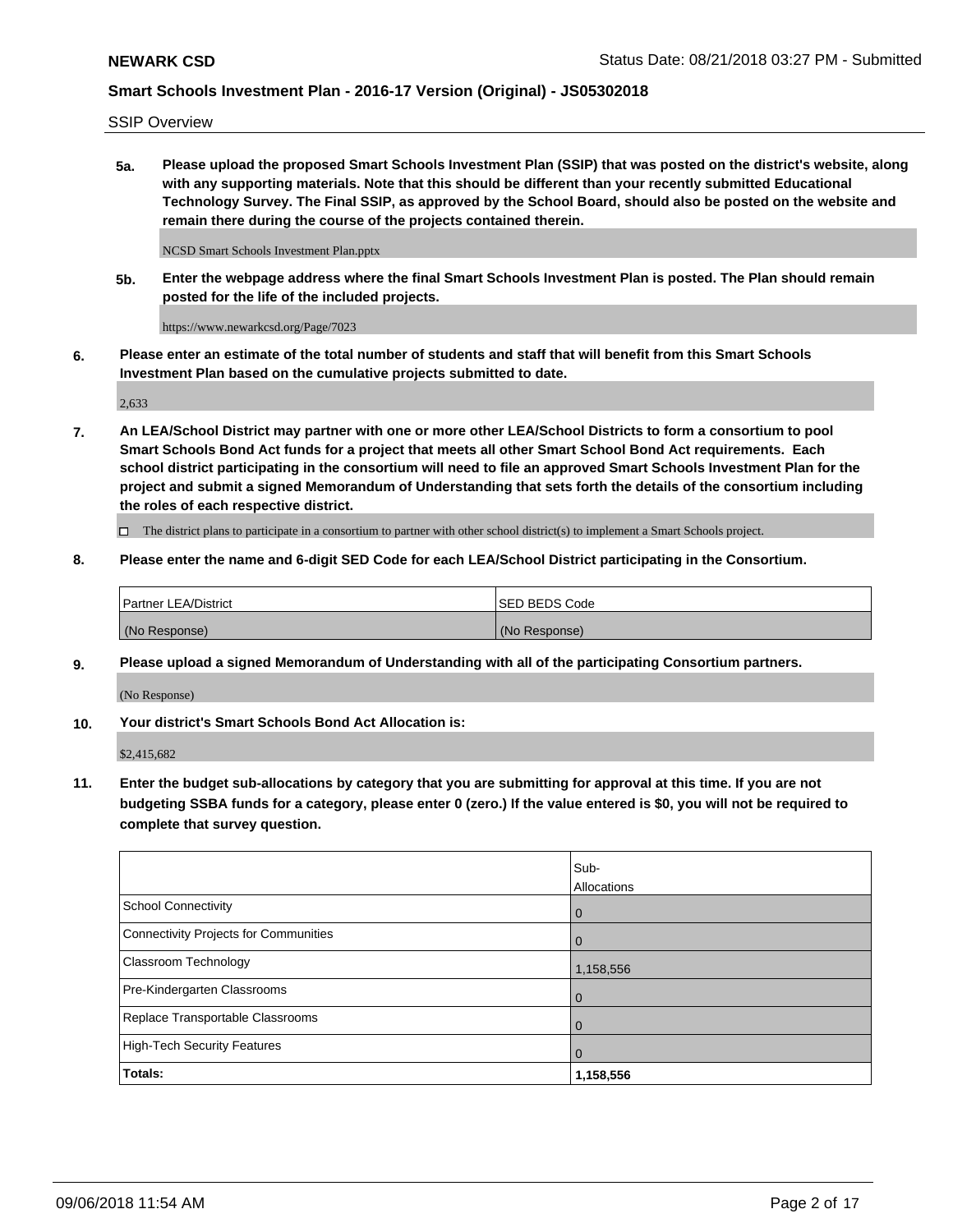SSIP Overview

**5a. Please upload the proposed Smart Schools Investment Plan (SSIP) that was posted on the district's website, along with any supporting materials. Note that this should be different than your recently submitted Educational Technology Survey. The Final SSIP, as approved by the School Board, should also be posted on the website and remain there during the course of the projects contained therein.**

NCSD Smart Schools Investment Plan.pptx

**5b. Enter the webpage address where the final Smart Schools Investment Plan is posted. The Plan should remain posted for the life of the included projects.**

https://www.newarkcsd.org/Page/7023

**6. Please enter an estimate of the total number of students and staff that will benefit from this Smart Schools Investment Plan based on the cumulative projects submitted to date.**

2,633

**7. An LEA/School District may partner with one or more other LEA/School Districts to form a consortium to pool Smart Schools Bond Act funds for a project that meets all other Smart School Bond Act requirements. Each school district participating in the consortium will need to file an approved Smart Schools Investment Plan for the project and submit a signed Memorandum of Understanding that sets forth the details of the consortium including the roles of each respective district.**

☐ The district plans to participate in a consortium to partner with other school district(s) to implement a Smart Schools project.

**8. Please enter the name and 6-digit SED Code for each LEA/School District participating in the Consortium.**

| Partner LEA/District | SED BEDS Code |
| --- | --- |
| (No Response) | (No Response) |

**9. Please upload a signed Memorandum of Understanding with all of the participating Consortium partners.**

(No Response)

**10. Your district's Smart Schools Bond Act Allocation is:**

$2,415,682

**11. Enter the budget sub-allocations by category that you are submitting for approval at this time. If you are not budgeting SSBA funds for a category, please enter 0 (zero.) If the value entered is $0, you will not be required to complete that survey question.**

| | Sub-Allocations |
| --- | --- |
| School Connectivity | 0 |
| Connectivity Projects for Communities | 0 |
| Classroom Technology | 1,158,556 |
| Pre-Kindergarten Classrooms | 0 |
| Replace Transportable Classrooms | 0 |
| High-Tech Security Features | 0 |
| **Totals:** | **1,158,556** |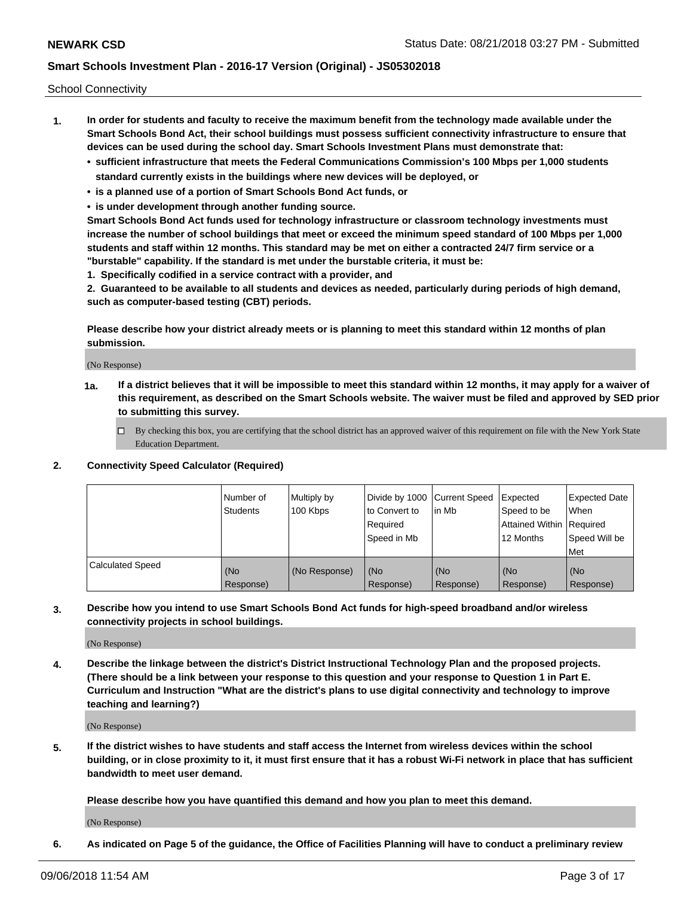School Connectivity

1. **In order for students and faculty to receive the maximum benefit from the technology made available under the Smart Schools Bond Act, their school buildings must possess sufficient connectivity infrastructure to ensure that devices can be used during the school day. Smart Schools Investment Plans must demonstrate that:**
   - **sufficient infrastructure that meets the Federal Communications Commission's 100 Mbps per 1,000 students standard currently exists in the buildings where new devices will be deployed, or**
   - **is a planned use of a portion of Smart Schools Bond Act funds, or**
   - **is under development through another funding source.**

   **Smart Schools Bond Act funds used for technology infrastructure or classroom technology investments must increase the number of school buildings that meet or exceed the minimum speed standard of 100 Mbps per 1,000 students and staff within 12 months. This standard may be met on either a contracted 24/7 firm service or a "burstable" capability. If the standard is met under the burstable criteria, it must be:**

   **1. Specifically codified in a service contract with a provider, and**

   **2. Guaranteed to be available to all students and devices as needed, particularly during periods of high demand, such as computer-based testing (CBT) periods.**

   **Please describe how your district already meets or is planning to meet this standard within 12 months of plan submission.**

   (No Response)

   **1a. If a district believes that it will be impossible to meet this standard within 12 months, it may apply for a waiver of this requirement, as described on the Smart Schools website. The waiver must be filed and approved by SED prior to submitting this survey.**

   ☐ By checking this box, you are certifying that the school district has an approved waiver of this requirement on file with the New York State Education Department.

2. **Connectivity Speed Calculator (Required)**

| | Number of Students | Multiply by 100 Kbps | Divide by 1000 to Convert to Required Speed in Mb | Current Speed in Mb | Expected Speed to be Attained Within 12 Months | Expected Date When Required Speed Will be Met |
|---|---|---|---|---|---|---|
| Calculated Speed | (No Response) | (No Response) | (No Response) | (No Response) | (No Response) | (No Response) |

3. **Describe how you intend to use Smart Schools Bond Act funds for high-speed broadband and/or wireless connectivity projects in school buildings.**

   (No Response)

4. **Describe the linkage between the district's District Instructional Technology Plan and the proposed projects. (There should be a link between your response to this question and your response to Question 1 in Part E. Curriculum and Instruction "What are the district's plans to use digital connectivity and technology to improve teaching and learning?)**

   (No Response)

5. **If the district wishes to have students and staff access the Internet from wireless devices within the school building, or in close proximity to it, it must first ensure that it has a robust Wi-Fi network in place that has sufficient bandwidth to meet user demand.**

   **Please describe how you have quantified this demand and how you plan to meet this demand.**

   (No Response)

6. **As indicated on Page 5 of the guidance, the Office of Facilities Planning will have to conduct a preliminary review**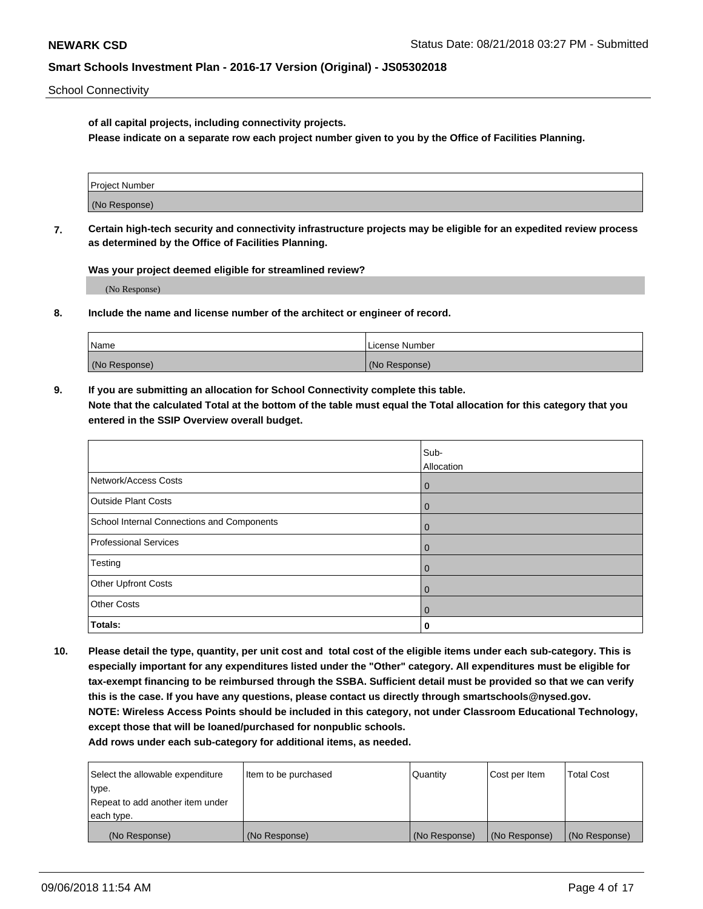**of all capital projects, including connectivity projects.**
**Please indicate on a separate row each project number given to you by the Office of Facilities Planning.**

| Project Number |
|---|
| (No Response) |

**7. Certain high-tech security and connectivity infrastructure projects may be eligible for an expedited review process as determined by the Office of Facilities Planning.**

**Was your project deemed eligible for streamlined review?**

(No Response)

**8. Include the name and license number of the architect or engineer of record.**

| Name | License Number |
|---|---|
| (No Response) | (No Response) |

**9. If you are submitting an allocation for School Connectivity complete this table.**
**Note that the calculated Total at the bottom of the table must equal the Total allocation for this category that you entered in the SSIP Overview overall budget.**

| | Sub-Allocation |
|---|---|
| Network/Access Costs | 0 |
| Outside Plant Costs | 0 |
| School Internal Connections and Components | 0 |
| Professional Services | 0 |
| Testing | 0 |
| Other Upfront Costs | 0 |
| Other Costs | 0 |
| **Totals:** | **0** |

**10. Please detail the type, quantity, per unit cost and total cost of the eligible items under each sub-category. This is especially important for any expenditures listed under the "Other" category. All expenditures must be eligible for tax-exempt financing to be reimbursed through the SSBA. Sufficient detail must be provided so that we can verify this is the case. If you have any questions, please contact us directly through smartschools@nysed.gov.**
**NOTE: Wireless Access Points should be included in this category, not under Classroom Educational Technology, except those that will be loaned/purchased for nonpublic schools.**
**Add rows under each sub-category for additional items, as needed.**

| Select the allowable expenditure type. Repeat to add another item under each type. | Item to be purchased | Quantity | Cost per Item | Total Cost |
|---|---|---|---|---|
| (No Response) | (No Response) | (No Response) | (No Response) | (No Response) |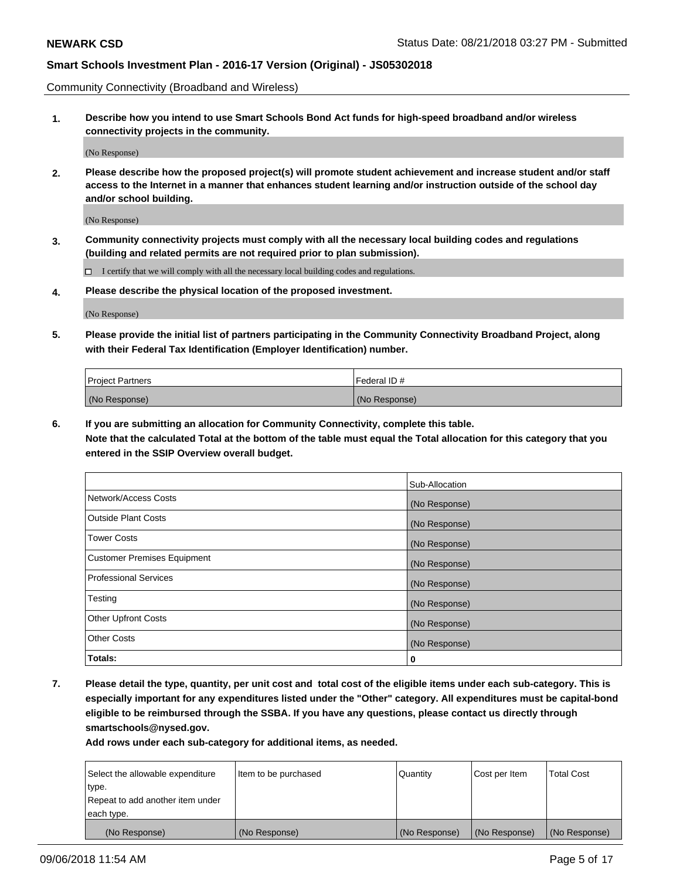Community Connectivity (Broadband and Wireless)

**1. Describe how you intend to use Smart Schools Bond Act funds for high-speed broadband and/or wireless connectivity projects in the community.**

(No Response)

**2. Please describe how the proposed project(s) will promote student achievement and increase student and/or staff access to the Internet in a manner that enhances student learning and/or instruction outside of the school day and/or school building.**

(No Response)

**3. Community connectivity projects must comply with all the necessary local building codes and regulations (building and related permits are not required prior to plan submission).**

☐ I certify that we will comply with all the necessary local building codes and regulations.

**4. Please describe the physical location of the proposed investment.**

(No Response)

**5. Please provide the initial list of partners participating in the Community Connectivity Broadband Project, along with their Federal Tax Identification (Employer Identification) number.**

| Project Partners | Federal ID # |
|---|---|
| (No Response) | (No Response) |

**6. If you are submitting an allocation for Community Connectivity, complete this table.**
**Note that the calculated Total at the bottom of the table must equal the Total allocation for this category that you entered in the SSIP Overview overall budget.**

| | Sub-Allocation |
|---|---|
| Network/Access Costs | (No Response) |
| Outside Plant Costs | (No Response) |
| Tower Costs | (No Response) |
| Customer Premises Equipment | (No Response) |
| Professional Services | (No Response) |
| Testing | (No Response) |
| Other Upfront Costs | (No Response) |
| Other Costs | (No Response) |
| **Totals:** | **0** |

**7. Please detail the type, quantity, per unit cost and total cost of the eligible items under each sub-category. This is especially important for any expenditures listed under the "Other" category. All expenditures must be capital-bond eligible to be reimbursed through the SSBA. If you have any questions, please contact us directly through smartschools@nysed.gov.**

**Add rows under each sub-category for additional items, as needed.**

| Select the allowable expenditure type. Repeat to add another item under each type. | Item to be purchased | Quantity | Cost per Item | Total Cost |
|---|---|---|---|---|
| (No Response) | (No Response) | (No Response) | (No Response) | (No Response) |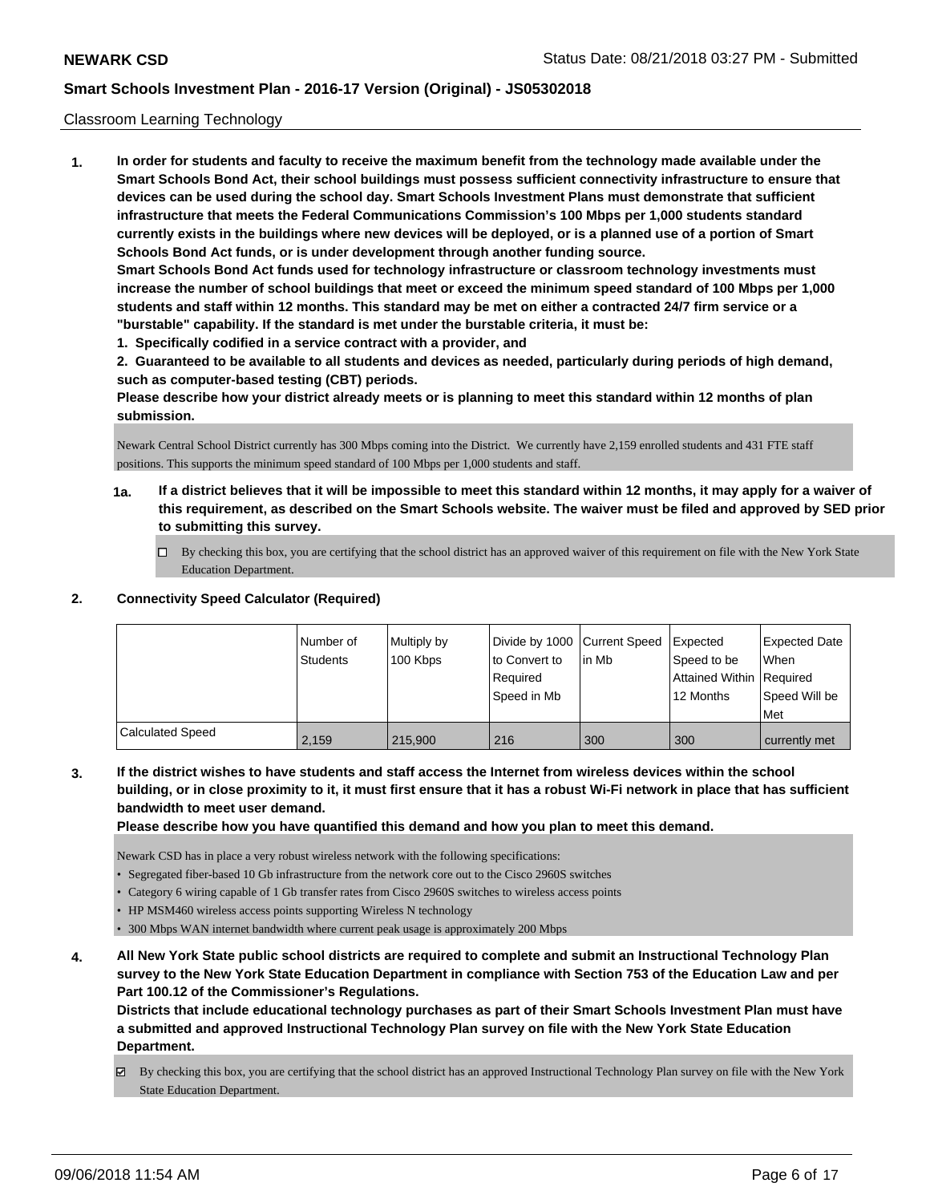Classroom Learning Technology

**1. In order for students and faculty to receive the maximum benefit from the technology made available under the Smart Schools Bond Act, their school buildings must possess sufficient connectivity infrastructure to ensure that devices can be used during the school day. Smart Schools Investment Plans must demonstrate that sufficient infrastructure that meets the Federal Communications Commission's 100 Mbps per 1,000 students standard currently exists in the buildings where new devices will be deployed, or is a planned use of a portion of Smart Schools Bond Act funds, or is under development through another funding source.**

**Smart Schools Bond Act funds used for technology infrastructure or classroom technology investments must increase the number of school buildings that meet or exceed the minimum speed standard of 100 Mbps per 1,000 students and staff within 12 months. This standard may be met on either a contracted 24/7 firm service or a "burstable" capability. If the standard is met under the burstable criteria, it must be:**

**1. Specifically codified in a service contract with a provider, and**

**2. Guaranteed to be available to all students and devices as needed, particularly during periods of high demand, such as computer-based testing (CBT) periods.**

**Please describe how your district already meets or is planning to meet this standard within 12 months of plan submission.**

Newark Central School District currently has 300 Mbps coming into the District. We currently have 2,159 enrolled students and 431 FTE staff positions. This supports the minimum speed standard of 100 Mbps per 1,000 students and staff.

**1a. If a district believes that it will be impossible to meet this standard within 12 months, it may apply for a waiver of this requirement, as described on the Smart Schools website. The waiver must be filed and approved by SED prior to submitting this survey.**

☐ By checking this box, you are certifying that the school district has an approved waiver of this requirement on file with the New York State Education Department.

**2. Connectivity Speed Calculator (Required)**

| | Number of Students | Multiply by 100 Kbps | Divide by 1000 to Convert to Required Speed in Mb | Current Speed in Mb | Expected Speed to be Attained Within 12 Months | Expected Date When Required Speed Will be Met |
|---|---|---|---|---|---|---|
| Calculated Speed | 2,159 | 215,900 | 216 | 300 | 300 | currently met |

**3. If the district wishes to have students and staff access the Internet from wireless devices within the school building, or in close proximity to it, it must first ensure that it has a robust Wi-Fi network in place that has sufficient bandwidth to meet user demand.**

**Please describe how you have quantified this demand and how you plan to meet this demand.**

Newark CSD has in place a very robust wireless network with the following specifications:

- Segregated fiber-based 10 Gb infrastructure from the network core out to the Cisco 2960S switches
- Category 6 wiring capable of 1 Gb transfer rates from Cisco 2960S switches to wireless access points
- HP MSM460 wireless access points supporting Wireless N technology
- 300 Mbps WAN internet bandwidth where current peak usage is approximately 200 Mbps

**4. All New York State public school districts are required to complete and submit an Instructional Technology Plan survey to the New York State Education Department in compliance with Section 753 of the Education Law and per Part 100.12 of the Commissioner's Regulations.**

**Districts that include educational technology purchases as part of their Smart Schools Investment Plan must have a submitted and approved Instructional Technology Plan survey on file with the New York State Education Department.**

☑ By checking this box, you are certifying that the school district has an approved Instructional Technology Plan survey on file with the New York State Education Department.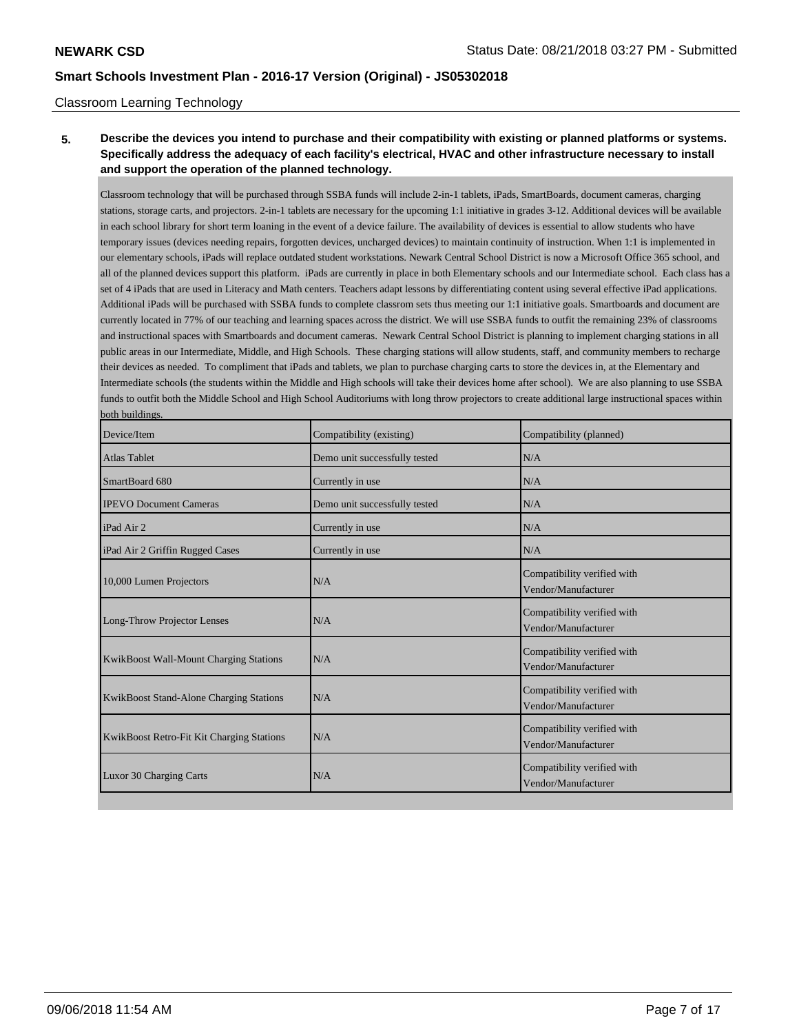Classroom Learning Technology

**5. Describe the devices you intend to purchase and their compatibility with existing or planned platforms or systems. Specifically address the adequacy of each facility's electrical, HVAC and other infrastructure necessary to install and support the operation of the planned technology.**

Classroom technology that will be purchased through SSBA funds will include 2-in-1 tablets, iPads, SmartBoards, document cameras, charging stations, storage carts, and projectors. 2-in-1 tablets are necessary for the upcoming 1:1 initiative in grades 3-12. Additional devices will be available in each school library for short term loaning in the event of a device failure. The availability of devices is essential to allow students who have temporary issues (devices needing repairs, forgotten devices, uncharged devices) to maintain continuity of instruction. When 1:1 is implemented in our elementary schools, iPads will replace outdated student workstations. Newark Central School District is now a Microsoft Office 365 school, and all of the planned devices support this platform. iPads are currently in place in both Elementary schools and our Intermediate school. Each class has a set of 4 iPads that are used in Literacy and Math centers. Teachers adapt lessons by differentiating content using several effective iPad applications. Additional iPads will be purchased with SSBA funds to complete classrom sets thus meeting our 1:1 initiative goals. Smartboards and document are currently located in 77% of our teaching and learning spaces across the district. We will use SSBA funds to outfit the remaining 23% of classrooms and instructional spaces with Smartboards and document cameras. Newark Central School District is planning to implement charging stations in all public areas in our Intermediate, Middle, and High Schools. These charging stations will allow students, staff, and community members to recharge their devices as needed. To compliment that iPads and tablets, we plan to purchase charging carts to store the devices in, at the Elementary and Intermediate schools (the students within the Middle and High schools will take their devices home after school). We are also planning to use SSBA funds to outfit both the Middle School and High School Auditoriums with long throw projectors to create additional large instructional spaces within both buildings.

| Device/Item | Compatibility (existing) | Compatibility (planned) |
|---|---|---|
| Atlas Tablet | Demo unit successfully tested | N/A |
| SmartBoard 680 | Currently in use | N/A |
| IPEVO Document Cameras | Demo unit successfully tested | N/A |
| iPad Air 2 | Currently in use | N/A |
| iPad Air 2 Griffin Rugged Cases | Currently in use | N/A |
| 10,000 Lumen Projectors | N/A | Compatibility verified with Vendor/Manufacturer |
| Long-Throw Projector Lenses | N/A | Compatibility verified with Vendor/Manufacturer |
| KwikBoost Wall-Mount Charging Stations | N/A | Compatibility verified with Vendor/Manufacturer |
| KwikBoost Stand-Alone Charging Stations | N/A | Compatibility verified with Vendor/Manufacturer |
| KwikBoost Retro-Fit Kit Charging Stations | N/A | Compatibility verified with Vendor/Manufacturer |
| Luxor 30 Charging Carts | N/A | Compatibility verified with Vendor/Manufacturer |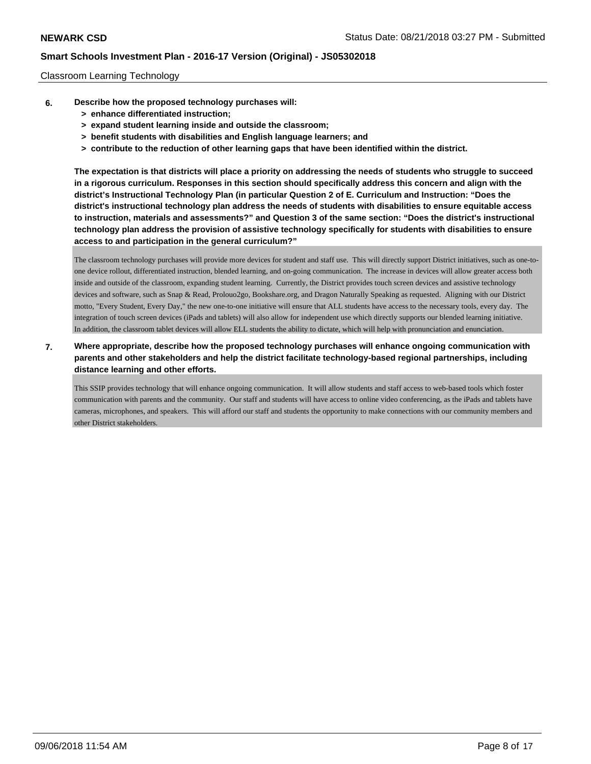Classroom Learning Technology

**6. Describe how the proposed technology purchases will:**

- **> enhance differentiated instruction;**
- **> expand student learning inside and outside the classroom;**
- **> benefit students with disabilities and English language learners; and**
- **> contribute to the reduction of other learning gaps that have been identified within the district.**

**The expectation is that districts will place a priority on addressing the needs of students who struggle to succeed in a rigorous curriculum. Responses in this section should specifically address this concern and align with the district's Instructional Technology Plan (in particular Question 2 of E. Curriculum and Instruction: "Does the district's instructional technology plan address the needs of students with disabilities to ensure equitable access to instruction, materials and assessments?" and Question 3 of the same section: "Does the district's instructional technology plan address the provision of assistive technology specifically for students with disabilities to ensure access to and participation in the general curriculum?"**

The classroom technology purchases will provide more devices for student and staff use. This will directly support District initiatives, such as one-to-one device rollout, differentiated instruction, blended learning, and on-going communication. The increase in devices will allow greater access both inside and outside of the classroom, expanding student learning. Currently, the District provides touch screen devices and assistive technology devices and software, such as Snap & Read, Prolouo2go, Bookshare.org, and Dragon Naturally Speaking as requested. Aligning with our District motto, "Every Student, Every Day," the new one-to-one initiative will ensure that ALL students have access to the necessary tools, every day. The integration of touch screen devices (iPads and tablets) will also allow for independent use which directly supports our blended learning initiative. In addition, the classroom tablet devices will allow ELL students the ability to dictate, which will help with pronunciation and enunciation.

**7. Where appropriate, describe how the proposed technology purchases will enhance ongoing communication with parents and other stakeholders and help the district facilitate technology-based regional partnerships, including distance learning and other efforts.**

This SSIP provides technology that will enhance ongoing communication. It will allow students and staff access to web-based tools which foster communication with parents and the community. Our staff and students will have access to online video conferencing, as the iPads and tablets have cameras, microphones, and speakers. This will afford our staff and students the opportunity to make connections with our community members and other District stakeholders.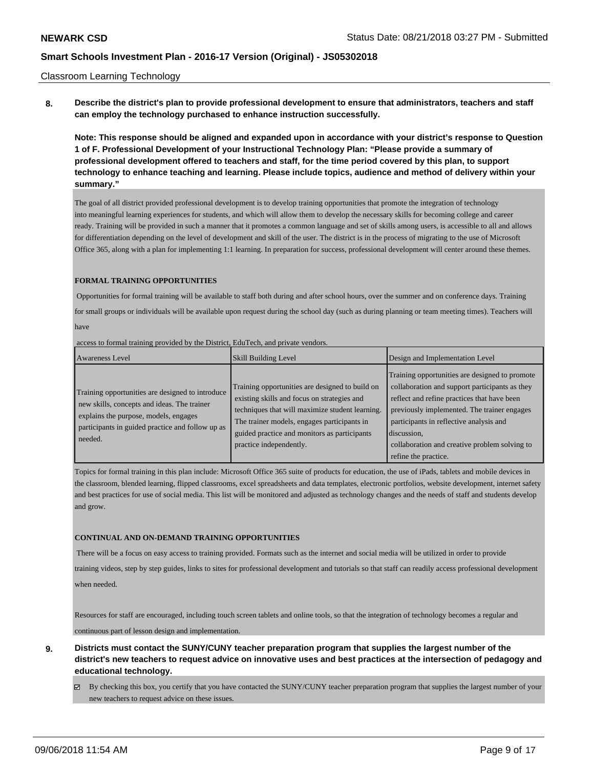Classroom Learning Technology

**8. Describe the district's plan to provide professional development to ensure that administrators, teachers and staff can employ the technology purchased to enhance instruction successfully.**

**Note: This response should be aligned and expanded upon in accordance with your district's response to Question 1 of F. Professional Development of your Instructional Technology Plan: "Please provide a summary of professional development offered to teachers and staff, for the time period covered by this plan, to support technology to enhance teaching and learning. Please include topics, audience and method of delivery within your summary."**

The goal of all district provided professional development is to develop training opportunities that promote the integration of technology into meaningful learning experiences for students, and which will allow them to develop the necessary skills for becoming college and career ready. Training will be provided in such a manner that it promotes a common language and set of skills among users, is accessible to all and allows for differentiation depending on the level of development and skill of the user. The district is in the process of migrating to the use of Microsoft Office 365, along with a plan for implementing 1:1 learning. In preparation for success, professional development will center around these themes.

**FORMAL TRAINING OPPORTUNITIES**

Opportunities for formal training will be available to staff both during and after school hours, over the summer and on conference days. Training for small groups or individuals will be available upon request during the school day (such as during planning or team meeting times). Teachers will have access to formal training provided by the District, EduTech, and private vendors.

| Awareness Level | Skill Building Level | Design and Implementation Level |
| --- | --- | --- |
| Training opportunities are designed to introduce new skills, concepts and ideas. The trainer explains the purpose, models, engages participants in guided practice and follow up as needed. | Training opportunities are designed to build on existing skills and focus on strategies and techniques that will maximize student learning. The trainer models, engages participants in guided practice and monitors as participants practice independently. | Training opportunities are designed to promote collaboration and support participants as they reflect and refine practices that have been previously implemented. The trainer engages participants in reflective analysis and discussion, collaboration and creative problem solving to refine the practice. |

Topics for formal training in this plan include: Microsoft Office 365 suite of products for education, the use of iPads, tablets and mobile devices in the classroom, blended learning, flipped classrooms, excel spreadsheets and data templates, electronic portfolios, website development, internet safety and best practices for use of social media. This list will be monitored and adjusted as technology changes and the needs of staff and students develop and grow.

**CONTINUAL AND ON-DEMAND TRAINING OPPORTUNITIES**

There will be a focus on easy access to training provided. Formats such as the internet and social media will be utilized in order to provide training videos, step by step guides, links to sites for professional development and tutorials so that staff can readily access professional development when needed.

Resources for staff are encouraged, including touch screen tablets and online tools, so that the integration of technology becomes a regular and continuous part of lesson design and implementation.

**9. Districts must contact the SUNY/CUNY teacher preparation program that supplies the largest number of the district's new teachers to request advice on innovative uses and best practices at the intersection of pedagogy and educational technology.**

☑ By checking this box, you certify that you have contacted the SUNY/CUNY teacher preparation program that supplies the largest number of your new teachers to request advice on these issues.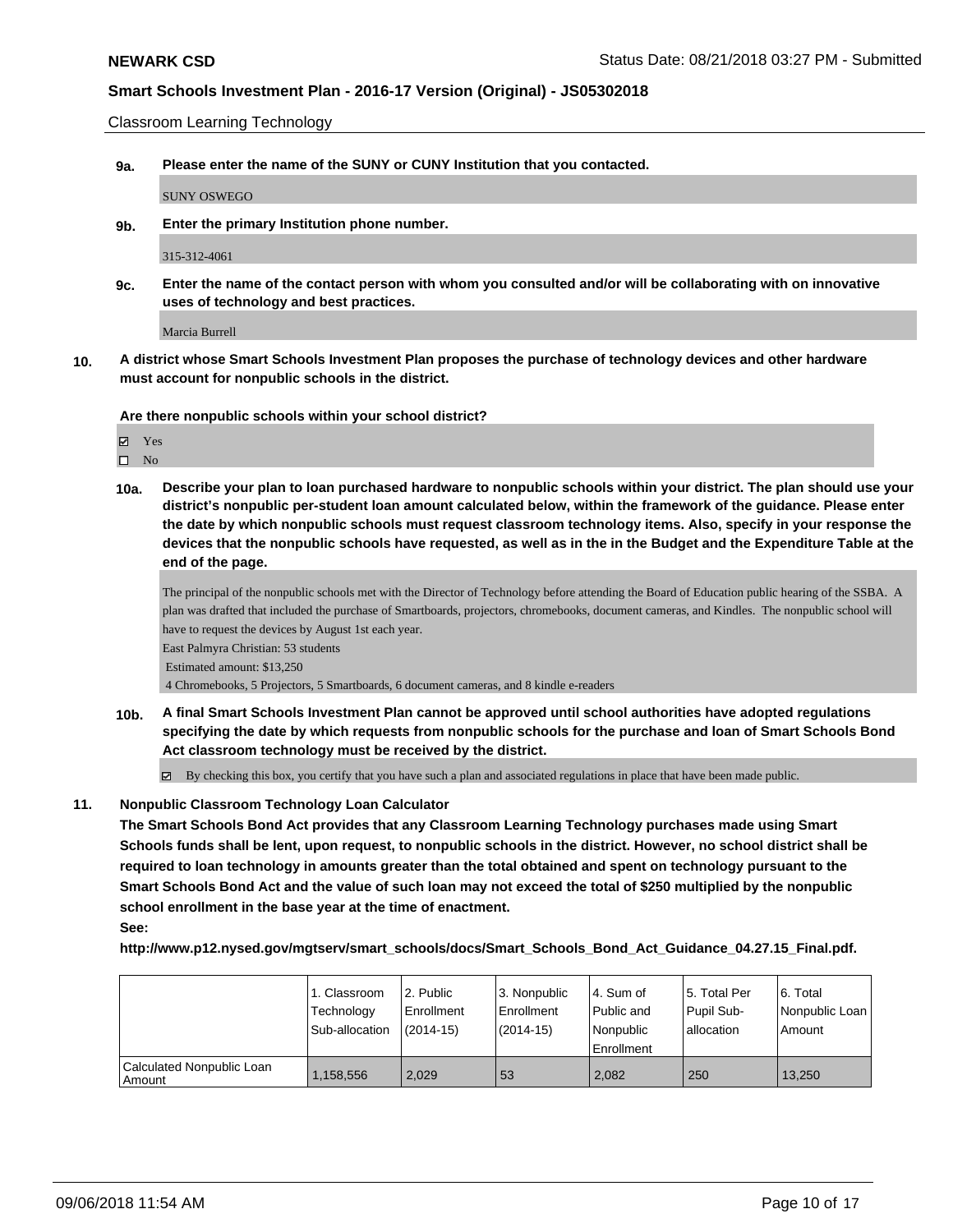Classroom Learning Technology

**9a.** **Please enter the name of the SUNY or CUNY Institution that you contacted.**

SUNY OSWEGO

**9b.** **Enter the primary Institution phone number.**

315-312-4061

**9c.** **Enter the name of the contact person with whom you consulted and/or will be collaborating with on innovative uses of technology and best practices.**

Marcia Burrell

**10.** **A district whose Smart Schools Investment Plan proposes the purchase of technology devices and other hardware must account for nonpublic schools in the district.**

**Are there nonpublic schools within your school district?**

- ☑ Yes
- ☐ No

**10a.** **Describe your plan to loan purchased hardware to nonpublic schools within your district. The plan should use your district's nonpublic per-student loan amount calculated below, within the framework of the guidance. Please enter the date by which nonpublic schools must request classroom technology items. Also, specify in your response the devices that the nonpublic schools have requested, as well as in the in the Budget and the Expenditure Table at the end of the page.**

The principal of the nonpublic schools met with the Director of Technology before attending the Board of Education public hearing of the SSBA. A plan was drafted that included the purchase of Smartboards, projectors, chromebooks, document cameras, and Kindles. The nonpublic school will have to request the devices by August 1st each year.
East Palmyra Christian: 53 students
Estimated amount: $13,250
4 Chromebooks, 5 Projectors, 5 Smartboards, 6 document cameras, and 8 kindle e-readers

**10b.** **A final Smart Schools Investment Plan cannot be approved until school authorities have adopted regulations specifying the date by which requests from nonpublic schools for the purchase and loan of Smart Schools Bond Act classroom technology must be received by the district.**

☑ By checking this box, you certify that you have such a plan and associated regulations in place that have been made public.

**11.** **Nonpublic Classroom Technology Loan Calculator**

**The Smart Schools Bond Act provides that any Classroom Learning Technology purchases made using Smart Schools funds shall be lent, upon request, to nonpublic schools in the district. However, no school district shall be required to loan technology in amounts greater than the total obtained and spent on technology pursuant to the Smart Schools Bond Act and the value of such loan may not exceed the total of $250 multiplied by the nonpublic school enrollment in the base year at the time of enactment.**

**See:**

**http://www.p12.nysed.gov/mgtserv/smart_schools/docs/Smart_Schools_Bond_Act_Guidance_04.27.15_Final.pdf.**

| | 1. Classroom Technology Sub-allocation | 2. Public Enrollment (2014-15) | 3. Nonpublic Enrollment (2014-15) | 4. Sum of Public and Nonpublic Enrollment | 5. Total Per Pupil Sub-allocation | 6. Total Nonpublic Loan Amount |
|---|---|---|---|---|---|---|
| Calculated Nonpublic Loan Amount | 1,158,556 | 2,029 | 53 | 2,082 | 250 | 13,250 |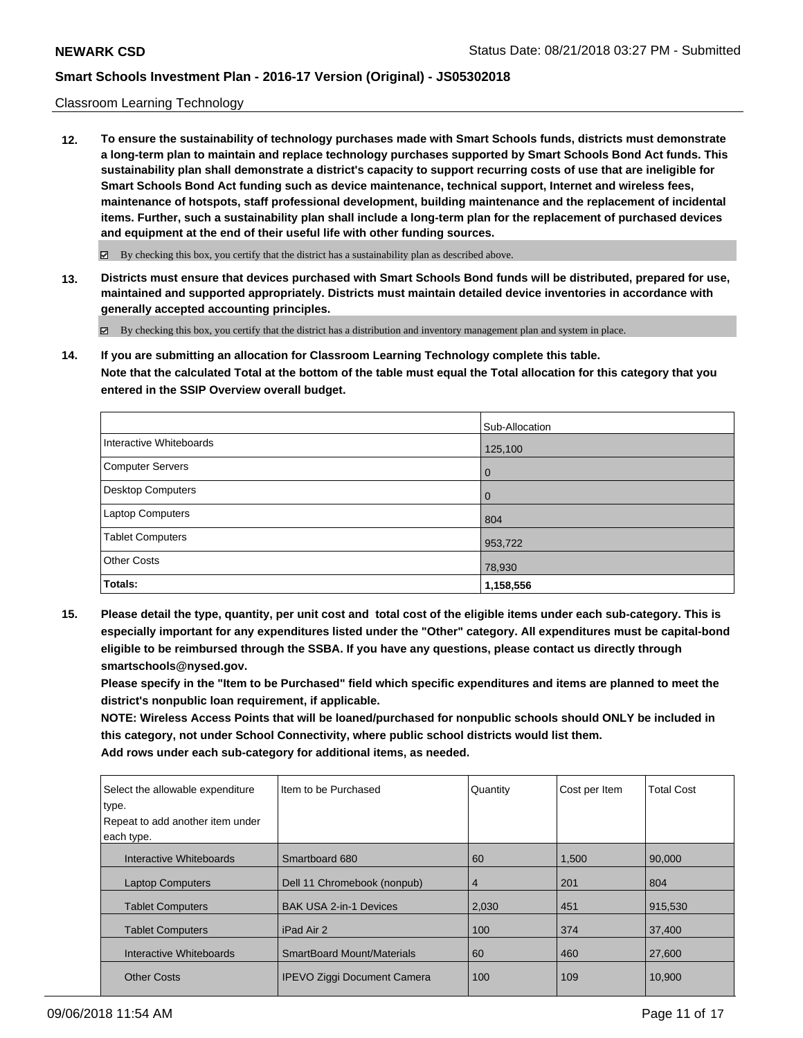Classroom Learning Technology

**12. To ensure the sustainability of technology purchases made with Smart Schools funds, districts must demonstrate a long-term plan to maintain and replace technology purchases supported by Smart Schools Bond Act funds. This sustainability plan shall demonstrate a district's capacity to support recurring costs of use that are ineligible for Smart Schools Bond Act funding such as device maintenance, technical support, Internet and wireless fees, maintenance of hotspots, staff professional development, building maintenance and the replacement of incidental items. Further, such a sustainability plan shall include a long-term plan for the replacement of purchased devices and equipment at the end of their useful life with other funding sources.**

☑ By checking this box, you certify that the district has a sustainability plan as described above.

**13. Districts must ensure that devices purchased with Smart Schools Bond funds will be distributed, prepared for use, maintained and supported appropriately. Districts must maintain detailed device inventories in accordance with generally accepted accounting principles.**

☑ By checking this box, you certify that the district has a distribution and inventory management plan and system in place.

**14. If you are submitting an allocation for Classroom Learning Technology complete this table.**
**Note that the calculated Total at the bottom of the table must equal the Total allocation for this category that you entered in the SSIP Overview overall budget.**

| | Sub-Allocation |
|---|---|
| Interactive Whiteboards | 125,100 |
| Computer Servers | 0 |
| Desktop Computers | 0 |
| Laptop Computers | 804 |
| Tablet Computers | 953,722 |
| Other Costs | 78,930 |
| **Totals:** | **1,158,556** |

**15. Please detail the type, quantity, per unit cost and total cost of the eligible items under each sub-category. This is especially important for any expenditures listed under the "Other" category. All expenditures must be capital-bond eligible to be reimbursed through the SSBA. If you have any questions, please contact us directly through smartschools@nysed.gov.**
**Please specify in the "Item to be Purchased" field which specific expenditures and items are planned to meet the district's nonpublic loan requirement, if applicable.**
**NOTE: Wireless Access Points that will be loaned/purchased for nonpublic schools should ONLY be included in this category, not under School Connectivity, where public school districts would list them.**
**Add rows under each sub-category for additional items, as needed.**

| Select the allowable expenditure type. Repeat to add another item under each type. | Item to be Purchased | Quantity | Cost per Item | Total Cost |
|---|---|---|---|---|
| Interactive Whiteboards | Smartboard 680 | 60 | 1,500 | 90,000 |
| Laptop Computers | Dell 11 Chromebook (nonpub) | 4 | 201 | 804 |
| Tablet Computers | BAK USA 2-in-1 Devices | 2,030 | 451 | 915,530 |
| Tablet Computers | iPad Air 2 | 100 | 374 | 37,400 |
| Interactive Whiteboards | SmartBoard Mount/Materials | 60 | 460 | 27,600 |
| Other Costs | IPEVO Ziggi Document Camera | 100 | 109 | 10,900 |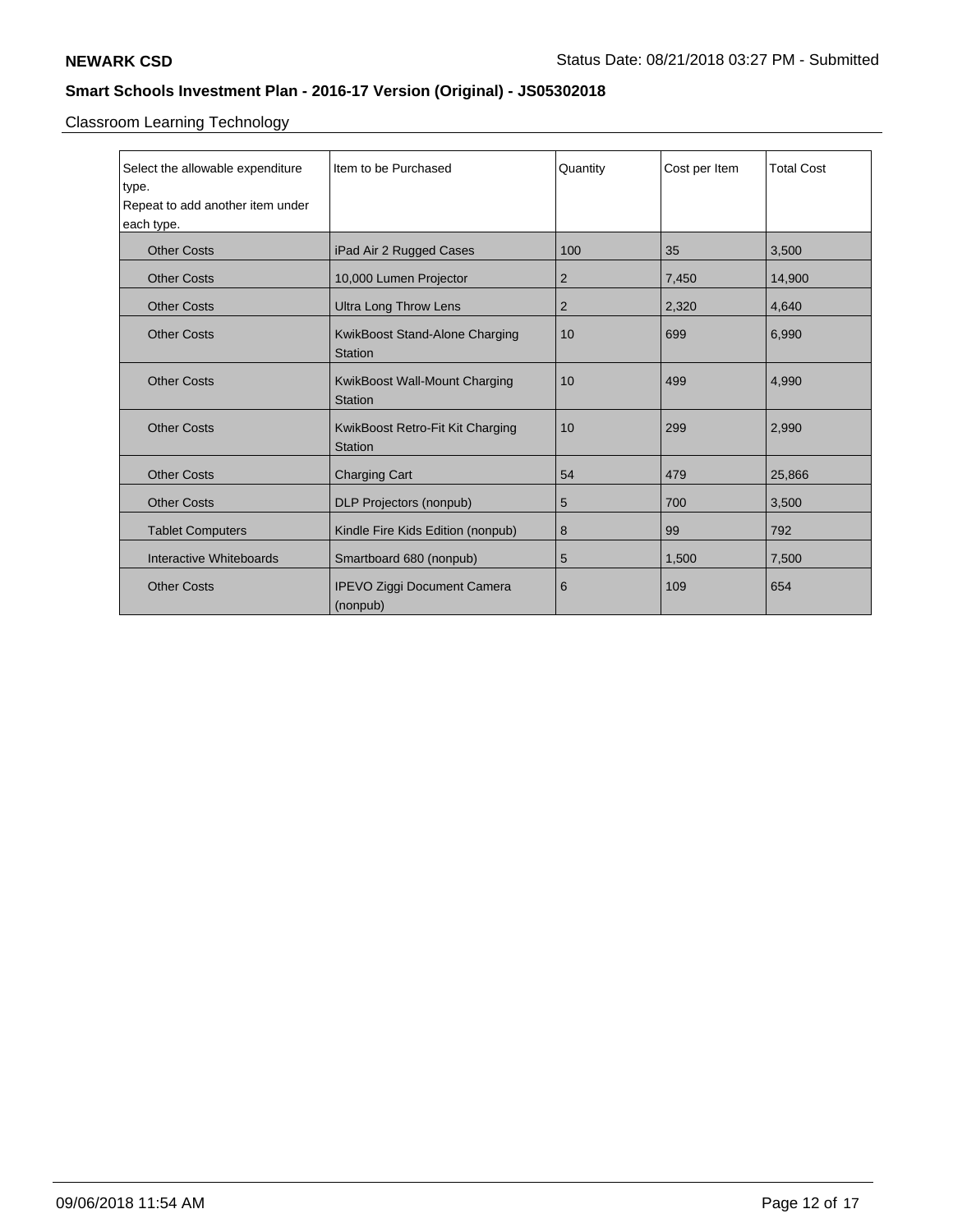Classroom Learning Technology

| Select the allowable expenditure type.<br>Repeat to add another item under each type. | Item to be Purchased | Quantity | Cost per Item | Total Cost |
|---|---|---|---|---|
| Other Costs | iPad Air 2 Rugged Cases | 100 | 35 | 3,500 |
| Other Costs | 10,000 Lumen Projector | 2 | 7,450 | 14,900 |
| Other Costs | Ultra Long Throw Lens | 2 | 2,320 | 4,640 |
| Other Costs | KwikBoost Stand-Alone Charging Station | 10 | 699 | 6,990 |
| Other Costs | KwikBoost Wall-Mount Charging Station | 10 | 499 | 4,990 |
| Other Costs | KwikBoost Retro-Fit Kit Charging Station | 10 | 299 | 2,990 |
| Other Costs | Charging Cart | 54 | 479 | 25,866 |
| Other Costs | DLP Projectors (nonpub) | 5 | 700 | 3,500 |
| Tablet Computers | Kindle Fire Kids Edition (nonpub) | 8 | 99 | 792 |
| Interactive Whiteboards | Smartboard 680 (nonpub) | 5 | 1,500 | 7,500 |
| Other Costs | IPEVO Ziggi Document Camera (nonpub) | 6 | 109 | 654 |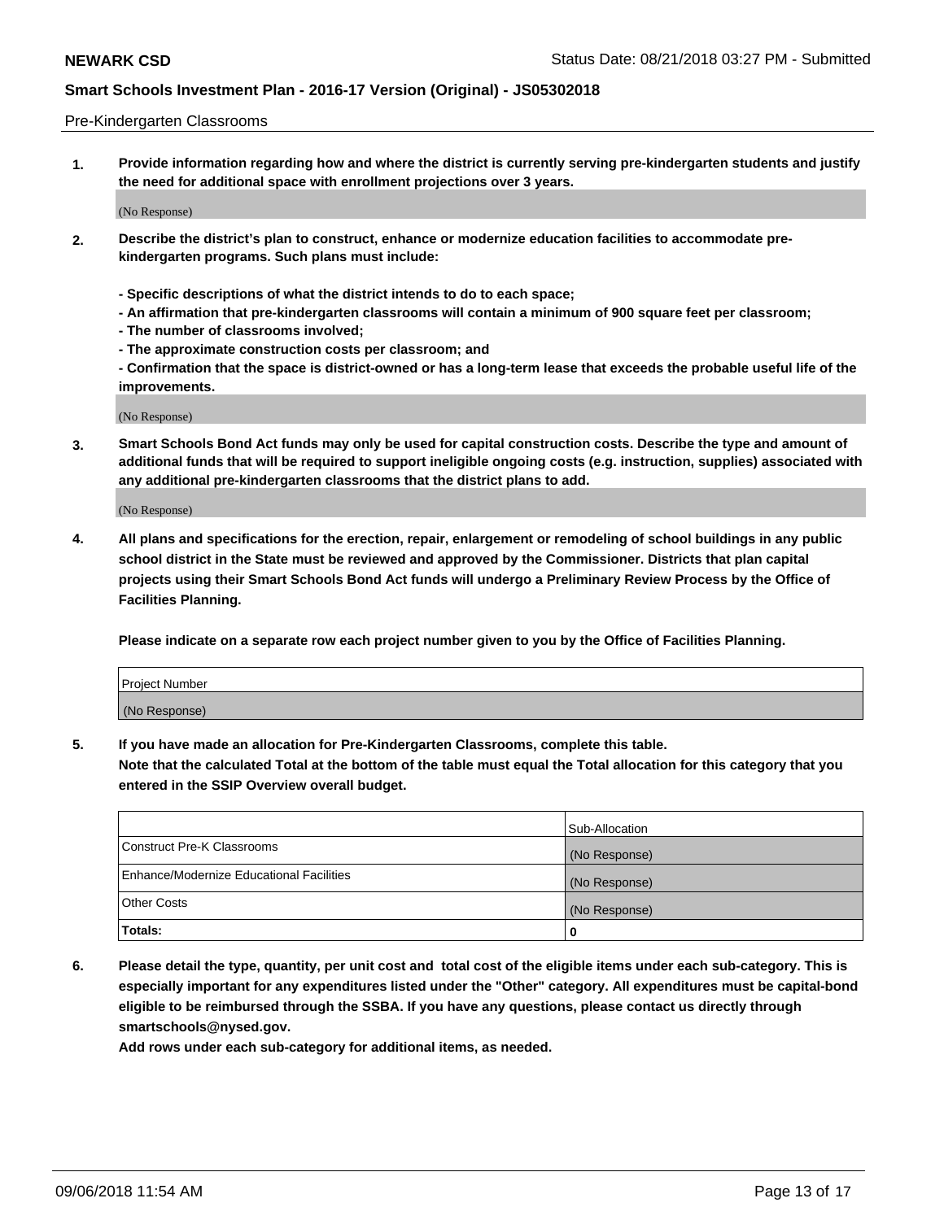Pre-Kindergarten Classrooms

**1. Provide information regarding how and where the district is currently serving pre-kindergarten students and justify the need for additional space with enrollment projections over 3 years.**

(No Response)

**2. Describe the district's plan to construct, enhance or modernize education facilities to accommodate pre-kindergarten programs. Such plans must include:**

**- Specific descriptions of what the district intends to do to each space;**
**- An affirmation that pre-kindergarten classrooms will contain a minimum of 900 square feet per classroom;**
**- The number of classrooms involved;**
**- The approximate construction costs per classroom; and**
**- Confirmation that the space is district-owned or has a long-term lease that exceeds the probable useful life of the improvements.**

(No Response)

**3. Smart Schools Bond Act funds may only be used for capital construction costs. Describe the type and amount of additional funds that will be required to support ineligible ongoing costs (e.g. instruction, supplies) associated with any additional pre-kindergarten classrooms that the district plans to add.**

(No Response)

**4. All plans and specifications for the erection, repair, enlargement or remodeling of school buildings in any public school district in the State must be reviewed and approved by the Commissioner. Districts that plan capital projects using their Smart Schools Bond Act funds will undergo a Preliminary Review Process by the Office of Facilities Planning.**

**Please indicate on a separate row each project number given to you by the Office of Facilities Planning.**

| Project Number |
|---|
| (No Response) |

**5. If you have made an allocation for Pre-Kindergarten Classrooms, complete this table.**
**Note that the calculated Total at the bottom of the table must equal the Total allocation for this category that you entered in the SSIP Overview overall budget.**

| | Sub-Allocation |
|---|---|
| Construct Pre-K Classrooms | (No Response) |
| Enhance/Modernize Educational Facilities | (No Response) |
| Other Costs | (No Response) |
| **Totals:** | **0** |

**6. Please detail the type, quantity, per unit cost and total cost of the eligible items under each sub-category. This is especially important for any expenditures listed under the "Other" category. All expenditures must be capital-bond eligible to be reimbursed through the SSBA. If you have any questions, please contact us directly through smartschools@nysed.gov.**
**Add rows under each sub-category for additional items, as needed.**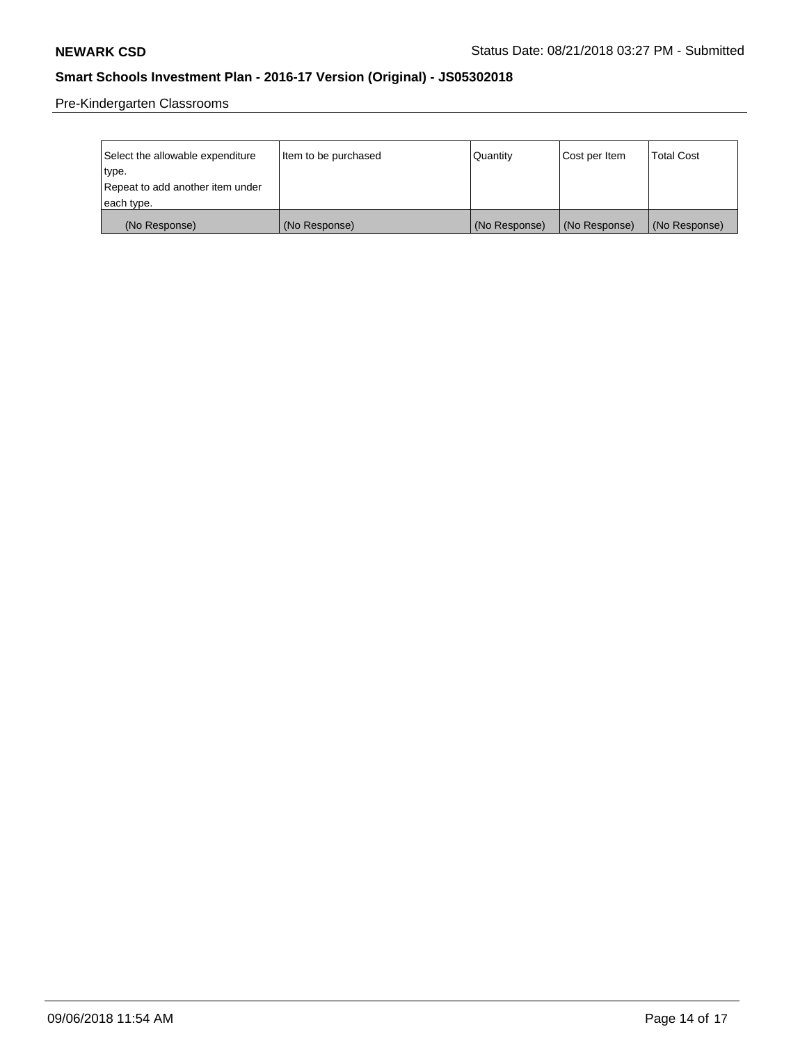Pre-Kindergarten Classrooms

| Select the allowable expenditure type. Repeat to add another item under each type. | Item to be purchased | Quantity | Cost per Item | Total Cost |
|---|---|---|---|---|
| (No Response) | (No Response) | (No Response) | (No Response) | (No Response) |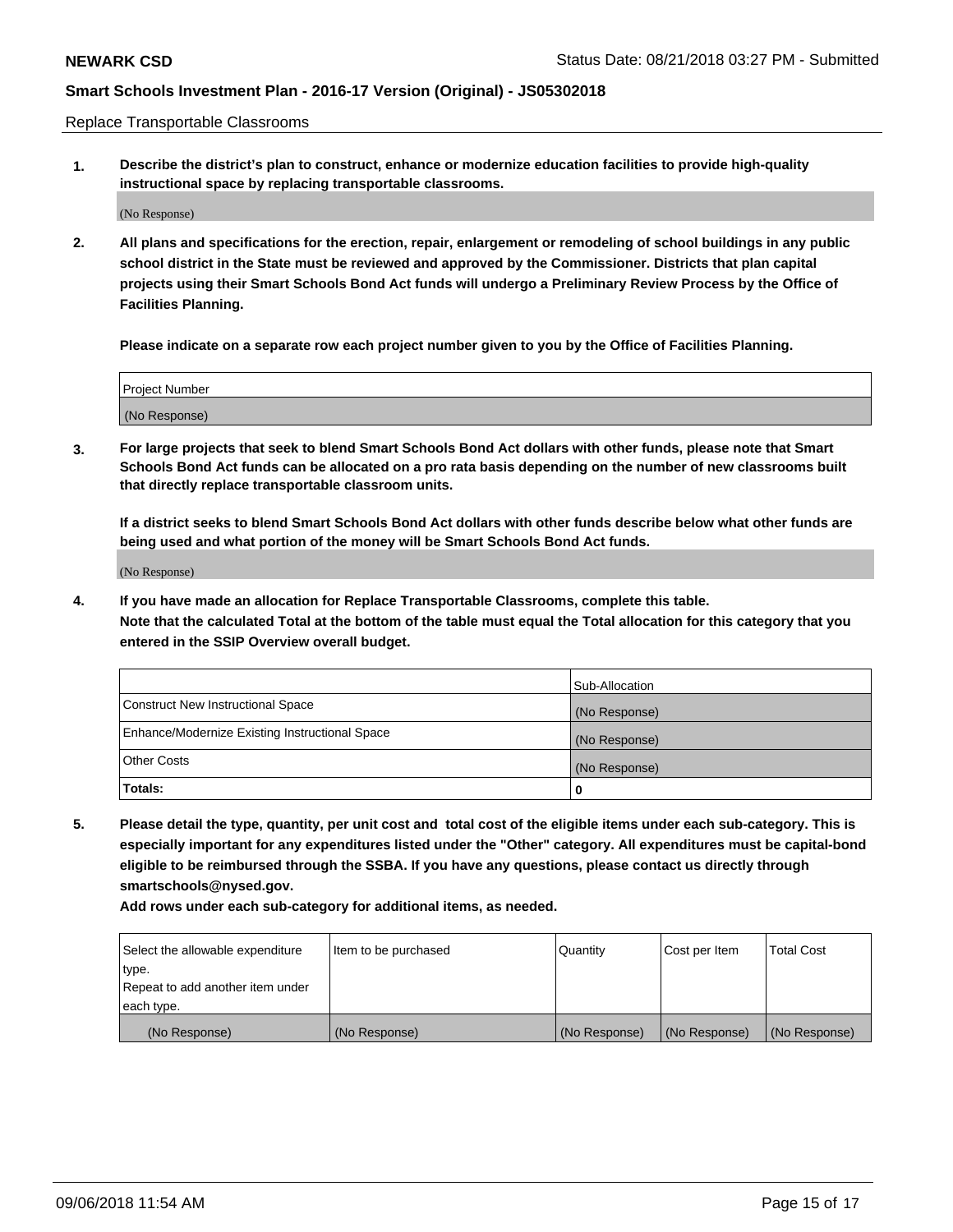Replace Transportable Classrooms

**1. Describe the district's plan to construct, enhance or modernize education facilities to provide high-quality instructional space by replacing transportable classrooms.**

(No Response)

**2. All plans and specifications for the erection, repair, enlargement or remodeling of school buildings in any public school district in the State must be reviewed and approved by the Commissioner. Districts that plan capital projects using their Smart Schools Bond Act funds will undergo a Preliminary Review Process by the Office of Facilities Planning.**

**Please indicate on a separate row each project number given to you by the Office of Facilities Planning.**

| Project Number |
|---|
| (No Response) |

**3. For large projects that seek to blend Smart Schools Bond Act dollars with other funds, please note that Smart Schools Bond Act funds can be allocated on a pro rata basis depending on the number of new classrooms built that directly replace transportable classroom units.**

**If a district seeks to blend Smart Schools Bond Act dollars with other funds describe below what other funds are being used and what portion of the money will be Smart Schools Bond Act funds.**

(No Response)

**4. If you have made an allocation for Replace Transportable Classrooms, complete this table. Note that the calculated Total at the bottom of the table must equal the Total allocation for this category that you entered in the SSIP Overview overall budget.**

| | Sub-Allocation |
|---|---|
| Construct New Instructional Space | (No Response) |
| Enhance/Modernize Existing Instructional Space | (No Response) |
| Other Costs | (No Response) |
| **Totals:** | **0** |

**5. Please detail the type, quantity, per unit cost and total cost of the eligible items under each sub-category. This is especially important for any expenditures listed under the "Other" category. All expenditures must be capital-bond eligible to be reimbursed through the SSBA. If you have any questions, please contact us directly through smartschools@nysed.gov.**

**Add rows under each sub-category for additional items, as needed.**

| Select the allowable expenditure type. Repeat to add another item under each type. | Item to be purchased | Quantity | Cost per Item | Total Cost |
|---|---|---|---|---|
| (No Response) | (No Response) | (No Response) | (No Response) | (No Response) |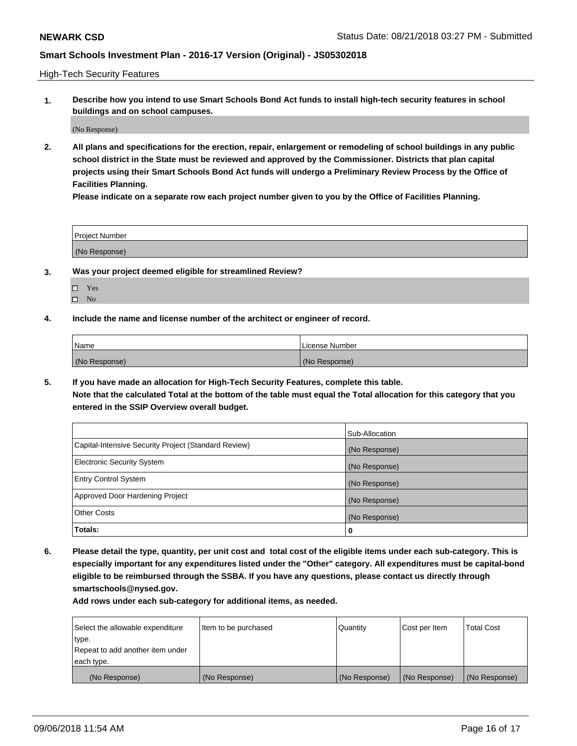## High-Tech Security Features

**1. Describe how you intend to use Smart Schools Bond Act funds to install high-tech security features in school buildings and on school campuses.**

(No Response)

**2. All plans and specifications for the erection, repair, enlargement or remodeling of school buildings in any public school district in the State must be reviewed and approved by the Commissioner. Districts that plan capital projects using their Smart Schools Bond Act funds will undergo a Preliminary Review Process by the Office of Facilities Planning.**

**Please indicate on a separate row each project number given to you by the Office of Facilities Planning.**

| Project Number |
|---|
| (No Response) |

**3. Was your project deemed eligible for streamlined Review?**

- ☐ Yes
- ☐ No

**4. Include the name and license number of the architect or engineer of record.**

| Name | License Number |
|---|---|
| (No Response) | (No Response) |

**5. If you have made an allocation for High-Tech Security Features, complete this table.**
**Note that the calculated Total at the bottom of the table must equal the Total allocation for this category that you entered in the SSIP Overview overall budget.**

| | Sub-Allocation |
|---|---|
| Capital-Intensive Security Project (Standard Review) | (No Response) |
| Electronic Security System | (No Response) |
| Entry Control System | (No Response) |
| Approved Door Hardening Project | (No Response) |
| Other Costs | (No Response) |
| **Totals:** | **0** |

**6. Please detail the type, quantity, per unit cost and total cost of the eligible items under each sub-category. This is especially important for any expenditures listed under the "Other" category. All expenditures must be capital-bond eligible to be reimbursed through the SSBA. If you have any questions, please contact us directly through smartschools@nysed.gov.**

**Add rows under each sub-category for additional items, as needed.**

| Select the allowable expenditure type. Repeat to add another item under each type. | Item to be purchased | Quantity | Cost per Item | Total Cost |
|---|---|---|---|---|
| (No Response) | (No Response) | (No Response) | (No Response) | (No Response) |